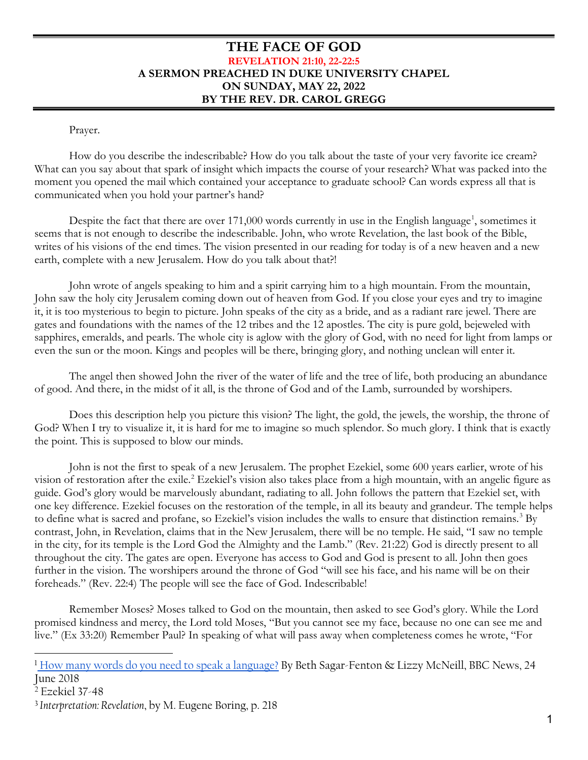# THE FACE OF GOD

**REVELATION 21:10, 22-22:5**
**A SERMON PREACHED IN DUKE UNIVERSITY CHAPEL**
**ON SUNDAY, MAY 22, 2022**
**BY THE REV. DR. CAROL GREGG**

Prayer.

How do you describe the indescribable? How do you talk about the taste of your very favorite ice cream? What can you say about that spark of insight which impacts the course of your research? What was packed into the moment you opened the mail which contained your acceptance to graduate school? Can words express all that is communicated when you hold your partner's hand?

Despite the fact that there are over 171,000 words currently in use in the English language[1], sometimes it seems that is not enough to describe the indescribable. John, who wrote Revelation, the last book of the Bible, writes of his visions of the end times. The vision presented in our reading for today is of a new heaven and a new earth, complete with a new Jerusalem. How do you talk about that?!

John wrote of angels speaking to him and a spirit carrying him to a high mountain. From the mountain, John saw the holy city Jerusalem coming down out of heaven from God. If you close your eyes and try to imagine it, it is too mysterious to begin to picture. John speaks of the city as a bride, and as a radiant rare jewel. There are gates and foundations with the names of the 12 tribes and the 12 apostles. The city is pure gold, bejeweled with sapphires, emeralds, and pearls. The whole city is aglow with the glory of God, with no need for light from lamps or even the sun or the moon. Kings and peoples will be there, bringing glory, and nothing unclean will enter it.

The angel then showed John the river of the water of life and the tree of life, both producing an abundance of good. And there, in the midst of it all, is the throne of God and of the Lamb, surrounded by worshipers.

Does this description help you picture this vision? The light, the gold, the jewels, the worship, the throne of God? When I try to visualize it, it is hard for me to imagine so much splendor. So much glory. I think that is exactly the point. This is supposed to blow our minds.

John is not the first to speak of a new Jerusalem. The prophet Ezekiel, some 600 years earlier, wrote of his vision of restoration after the exile.[2] Ezekiel's vision also takes place from a high mountain, with an angelic figure as guide. God's glory would be marvelously abundant, radiating to all. John follows the pattern that Ezekiel set, with one key difference. Ezekiel focuses on the restoration of the temple, in all its beauty and grandeur. The temple helps to define what is sacred and profane, so Ezekiel's vision includes the walls to ensure that distinction remains.[3] By contrast, John, in Revelation, claims that in the New Jerusalem, there will be no temple. He said, "I saw no temple in the city, for its temple is the Lord God the Almighty and the Lamb." (Rev. 21:22) God is directly present to all throughout the city. The gates are open. Everyone has access to God and God is present to all. John then goes further in the vision. The worshipers around the throne of God "will see his face, and his name will be on their foreheads." (Rev. 22:4) The people will see the face of God. Indescribable!

Remember Moses? Moses talked to God on the mountain, then asked to see God's glory. While the Lord promised kindness and mercy, the Lord told Moses, "But you cannot see my face, because no one can see me and live." (Ex 33:20) Remember Paul? In speaking of what will pass away when completeness comes he wrote, "For

---

[1] How many words do you need to speak a language? By Beth Sagar-Fenton & Lizzy McNeill, BBC News, 24 June 2018

[2] Ezekiel 37-48

[3] *Interpretation: Revelation*, by M. Eugene Boring, p. 218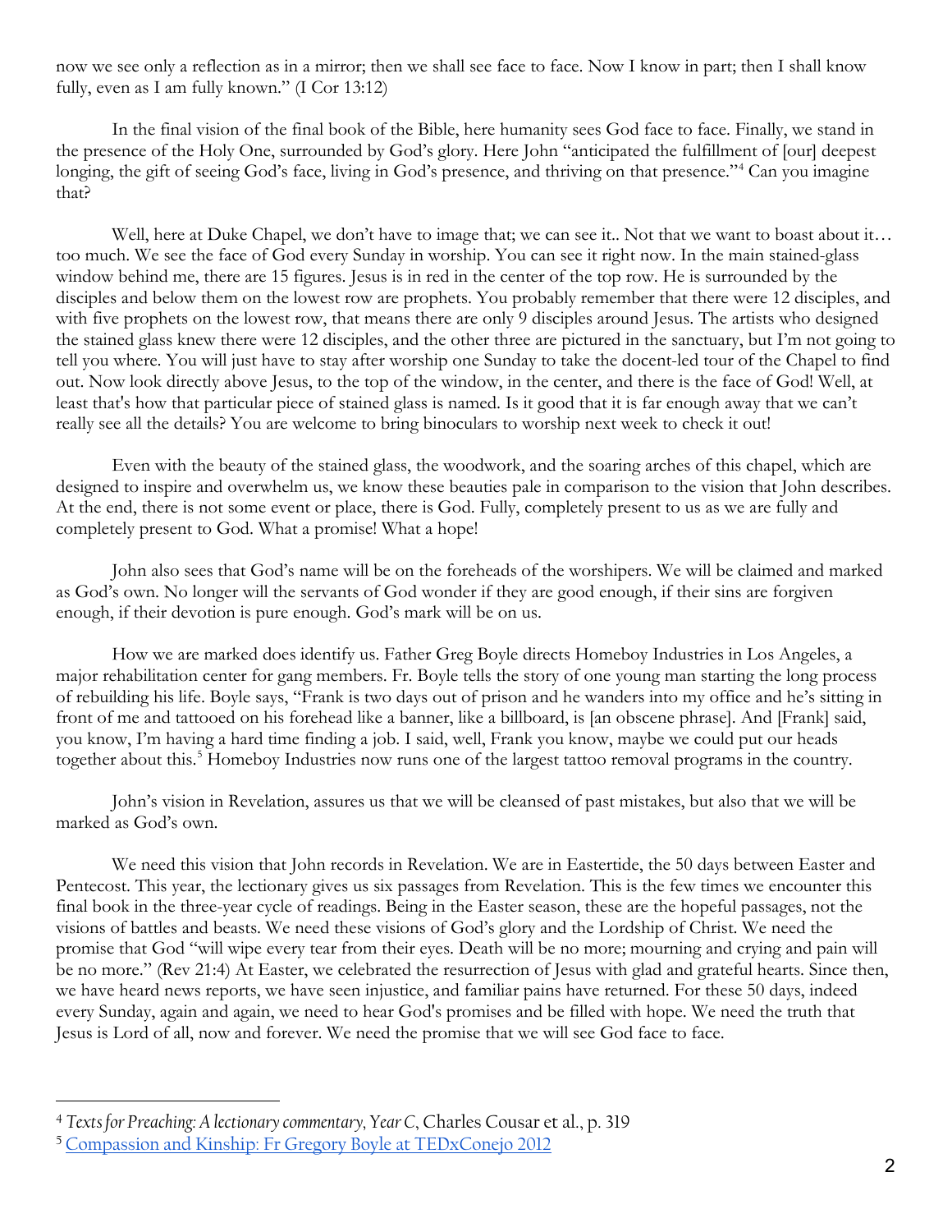now we see only a reflection as in a mirror; then we shall see face to face. Now I know in part; then I shall know fully, even as I am fully known." (I Cor 13:12)

In the final vision of the final book of the Bible, here humanity sees God face to face. Finally, we stand in the presence of the Holy One, surrounded by God's glory. Here John "anticipated the fulfillment of [our] deepest longing, the gift of seeing God's face, living in God's presence, and thriving on that presence."[4] Can you imagine that?

Well, here at Duke Chapel, we don't have to image that; we can see it.. Not that we want to boast about it… too much. We see the face of God every Sunday in worship. You can see it right now. In the main stained-glass window behind me, there are 15 figures. Jesus is in red in the center of the top row. He is surrounded by the disciples and below them on the lowest row are prophets. You probably remember that there were 12 disciples, and with five prophets on the lowest row, that means there are only 9 disciples around Jesus. The artists who designed the stained glass knew there were 12 disciples, and the other three are pictured in the sanctuary, but I'm not going to tell you where. You will just have to stay after worship one Sunday to take the docent-led tour of the Chapel to find out. Now look directly above Jesus, to the top of the window, in the center, and there is the face of God! Well, at least that's how that particular piece of stained glass is named. Is it good that it is far enough away that we can't really see all the details? You are welcome to bring binoculars to worship next week to check it out!

Even with the beauty of the stained glass, the woodwork, and the soaring arches of this chapel, which are designed to inspire and overwhelm us, we know these beauties pale in comparison to the vision that John describes. At the end, there is not some event or place, there is God. Fully, completely present to us as we are fully and completely present to God. What a promise! What a hope!

John also sees that God's name will be on the foreheads of the worshipers. We will be claimed and marked as God's own. No longer will the servants of God wonder if they are good enough, if their sins are forgiven enough, if their devotion is pure enough. God's mark will be on us.

How we are marked does identify us. Father Greg Boyle directs Homeboy Industries in Los Angeles, a major rehabilitation center for gang members. Fr. Boyle tells the story of one young man starting the long process of rebuilding his life. Boyle says, "Frank is two days out of prison and he wanders into my office and he's sitting in front of me and tattooed on his forehead like a banner, like a billboard, is [an obscene phrase]. And [Frank] said, you know, I'm having a hard time finding a job. I said, well, Frank you know, maybe we could put our heads together about this.[5] Homeboy Industries now runs one of the largest tattoo removal programs in the country.

John's vision in Revelation, assures us that we will be cleansed of past mistakes, but also that we will be marked as God's own.

We need this vision that John records in Revelation. We are in Eastertide, the 50 days between Easter and Pentecost. This year, the lectionary gives us six passages from Revelation. This is the few times we encounter this final book in the three-year cycle of readings. Being in the Easter season, these are the hopeful passages, not the visions of battles and beasts. We need these visions of God's glory and the Lordship of Christ. We need the promise that God "will wipe every tear from their eyes. Death will be no more; mourning and crying and pain will be no more." (Rev 21:4) At Easter, we celebrated the resurrection of Jesus with glad and grateful hearts. Since then, we have heard news reports, we have seen injustice, and familiar pains have returned. For these 50 days, indeed every Sunday, again and again, we need to hear God's promises and be filled with hope. We need the truth that Jesus is Lord of all, now and forever. We need the promise that we will see God face to face.

---

[4] *Texts for Preaching: A lectionary commentary, Year C*, Charles Cousar et al., p. 319

[5] Compassion and Kinship: Fr Gregory Boyle at TEDxConejo 2012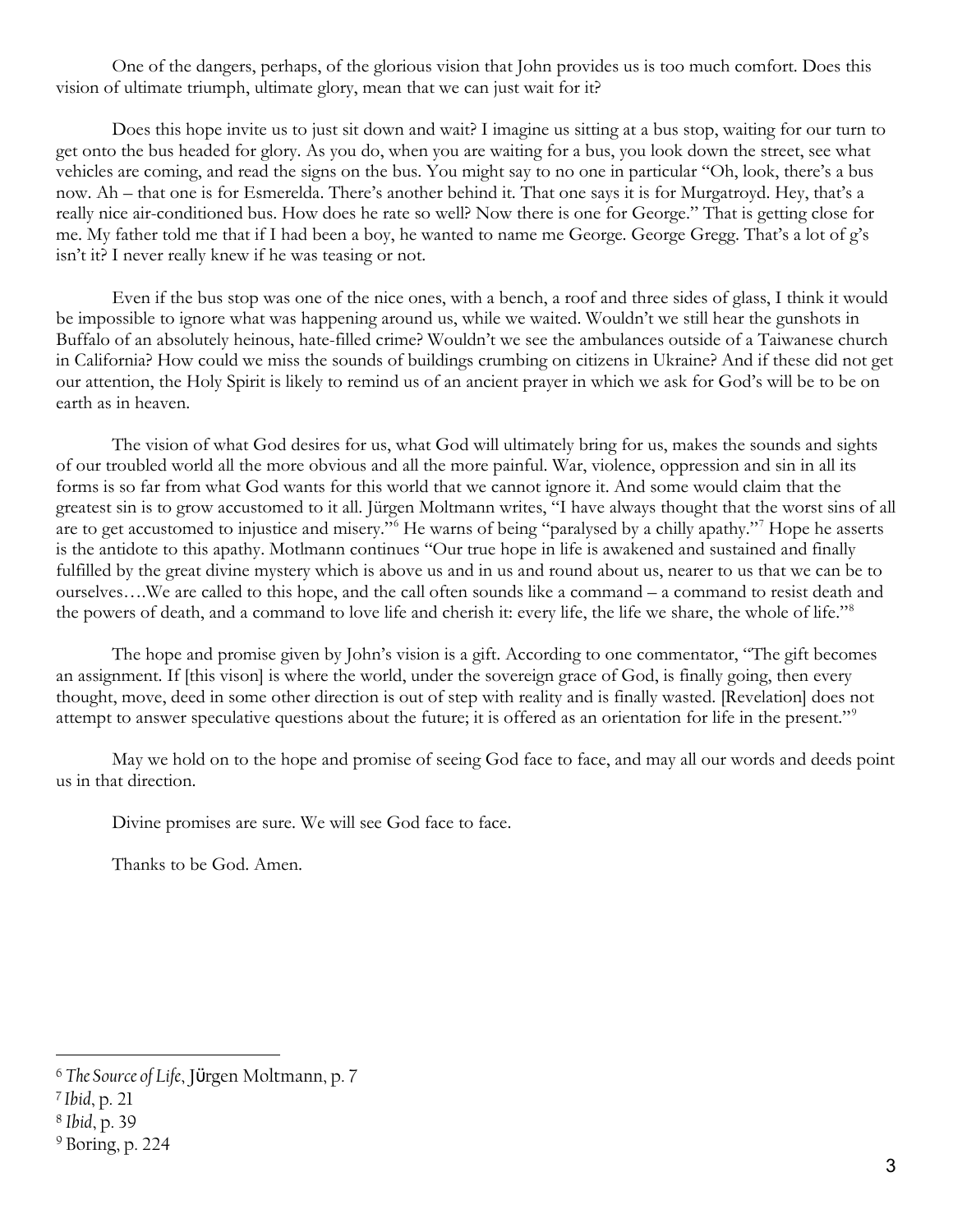One of the dangers, perhaps, of the glorious vision that John provides us is too much comfort. Does this vision of ultimate triumph, ultimate glory, mean that we can just wait for it?

Does this hope invite us to just sit down and wait? I imagine us sitting at a bus stop, waiting for our turn to get onto the bus headed for glory. As you do, when you are waiting for a bus, you look down the street, see what vehicles are coming, and read the signs on the bus. You might say to no one in particular "Oh, look, there's a bus now. Ah – that one is for Esmerelda. There's another behind it. That one says it is for Murgatroyd. Hey, that's a really nice air-conditioned bus. How does he rate so well? Now there is one for George." That is getting close for me. My father told me that if I had been a boy, he wanted to name me George. George Gregg. That's a lot of g's isn't it? I never really knew if he was teasing or not.

Even if the bus stop was one of the nice ones, with a bench, a roof and three sides of glass, I think it would be impossible to ignore what was happening around us, while we waited. Wouldn't we still hear the gunshots in Buffalo of an absolutely heinous, hate-filled crime? Wouldn't we see the ambulances outside of a Taiwanese church in California? How could we miss the sounds of buildings crumbing on citizens in Ukraine? And if these did not get our attention, the Holy Spirit is likely to remind us of an ancient prayer in which we ask for God's will be to be on earth as in heaven.

The vision of what God desires for us, what God will ultimately bring for us, makes the sounds and sights of our troubled world all the more obvious and all the more painful. War, violence, oppression and sin in all its forms is so far from what God wants for this world that we cannot ignore it. And some would claim that the greatest sin is to grow accustomed to it all. Jürgen Moltmann writes, "I have always thought that the worst sins of all are to get accustomed to injustice and misery."[6] He warns of being "paralysed by a chilly apathy."[7] Hope he asserts is the antidote to this apathy. Motlmann continues "Our true hope in life is awakened and sustained and finally fulfilled by the great divine mystery which is above us and in us and round about us, nearer to us that we can be to ourselves….We are called to this hope, and the call often sounds like a command – a command to resist death and the powers of death, and a command to love life and cherish it: every life, the life we share, the whole of life."[8]

The hope and promise given by John's vision is a gift. According to one commentator, "The gift becomes an assignment. If [this vison] is where the world, under the sovereign grace of God, is finally going, then every thought, move, deed in some other direction is out of step with reality and is finally wasted. [Revelation] does not attempt to answer speculative questions about the future; it is offered as an orientation for life in the present."[9]

May we hold on to the hope and promise of seeing God face to face, and may all our words and deeds point us in that direction.

Divine promises are sure. We will see God face to face.

Thanks to be God. Amen.

---

[6] *The Source of Life*, Jürgen Moltmann, p. 7

[7] *Ibid*, p. 21

[8] *Ibid*, p. 39

[9] Boring, p. 224